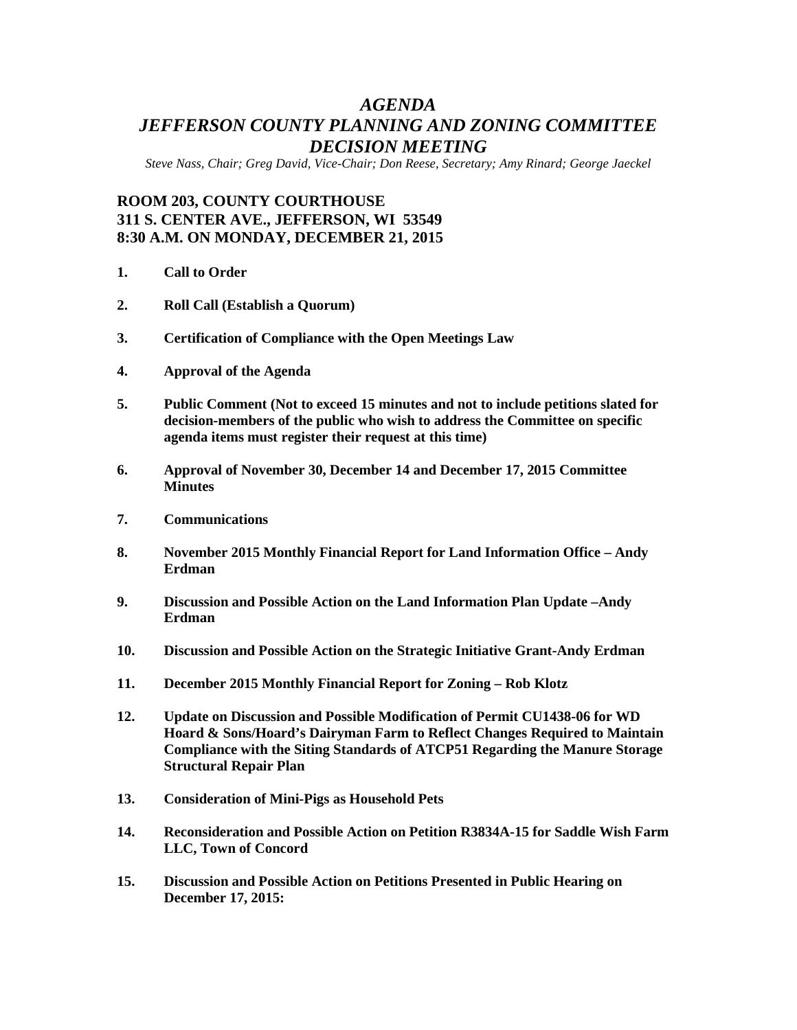# *AGENDA*
# *JEFFERSON COUNTY PLANNING AND ZONING COMMITTEE DECISION MEETING*

*Steve Nass, Chair; Greg David, Vice-Chair; Don Reese, Secretary; Amy Rinard; George Jaeckel*

**ROOM 203, COUNTY COURTHOUSE**
**311 S. CENTER AVE., JEFFERSON, WI 53549**
**8:30 A.M. ON MONDAY, DECEMBER 21, 2015**

1. **Call to Order**
2. **Roll Call (Establish a Quorum)**
3. **Certification of Compliance with the Open Meetings Law**
4. **Approval of the Agenda**
5. **Public Comment (Not to exceed 15 minutes and not to include petitions slated for decision-members of the public who wish to address the Committee on specific agenda items must register their request at this time)**
6. **Approval of November 30, December 14 and December 17, 2015 Committee Minutes**
7. **Communications**
8. **November 2015 Monthly Financial Report for Land Information Office – Andy Erdman**
9. **Discussion and Possible Action on the Land Information Plan Update –Andy Erdman**
10. **Discussion and Possible Action on the Strategic Initiative Grant-Andy Erdman**
11. **December 2015 Monthly Financial Report for Zoning – Rob Klotz**
12. **Update on Discussion and Possible Modification of Permit CU1438-06 for WD Hoard & Sons/Hoard's Dairyman Farm to Reflect Changes Required to Maintain Compliance with the Siting Standards of ATCP51 Regarding the Manure Storage Structural Repair Plan**
13. **Consideration of Mini-Pigs as Household Pets**
14. **Reconsideration and Possible Action on Petition R3834A-15 for Saddle Wish Farm LLC, Town of Concord**
15. **Discussion and Possible Action on Petitions Presented in Public Hearing on December 17, 2015:**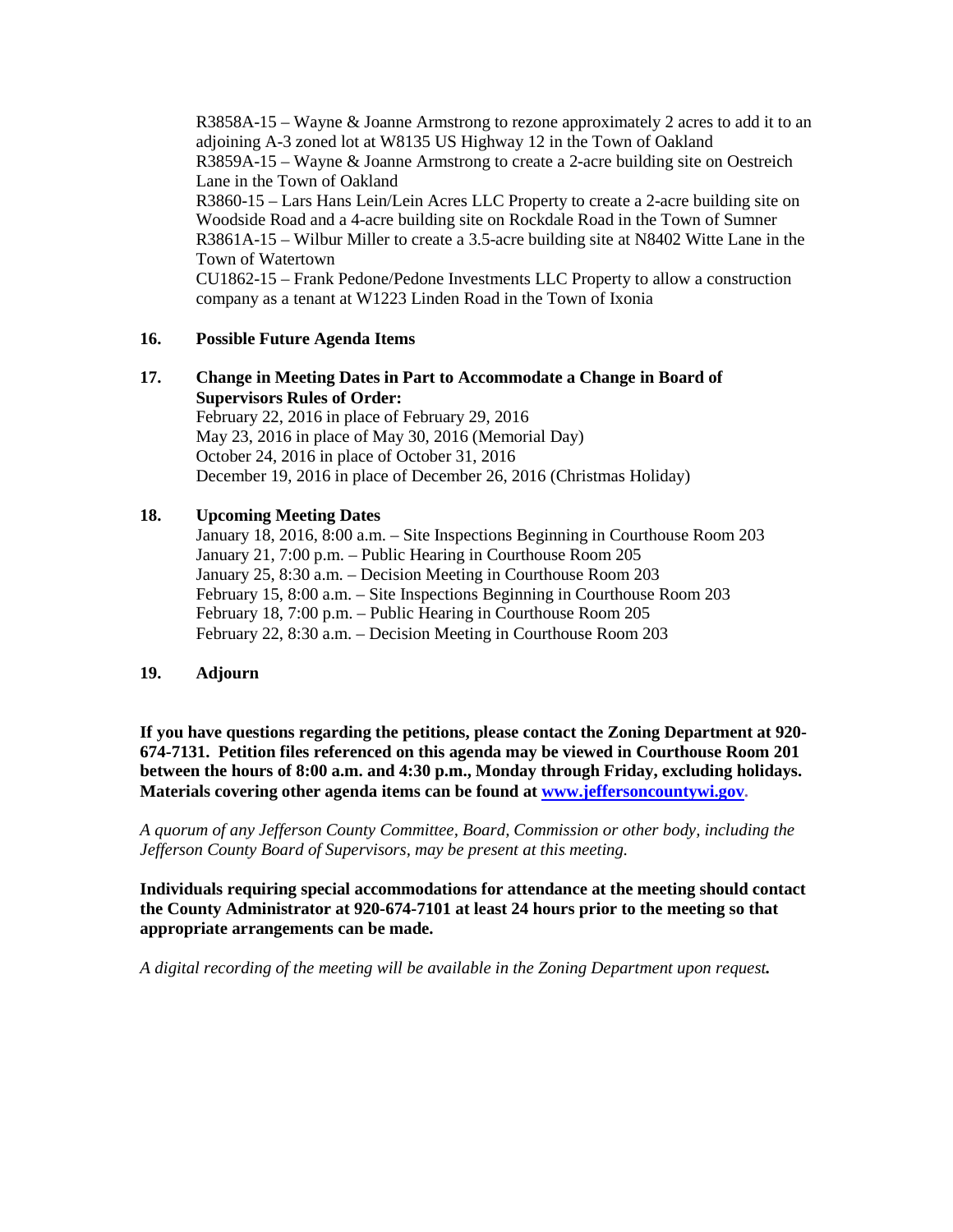R3858A-15 – Wayne & Joanne Armstrong to rezone approximately 2 acres to add it to an adjoining A-3 zoned lot at W8135 US Highway 12 in the Town of Oakland
R3859A-15 – Wayne & Joanne Armstrong to create a 2-acre building site on Oestreich Lane in the Town of Oakland
R3860-15 – Lars Hans Lein/Lein Acres LLC Property to create a 2-acre building site on Woodside Road and a 4-acre building site on Rockdale Road in the Town of Sumner
R3861A-15 – Wilbur Miller to create a 3.5-acre building site at N8402 Witte Lane in the Town of Watertown
CU1862-15 – Frank Pedone/Pedone Investments LLC Property to allow a construction company as a tenant at W1223 Linden Road in the Town of Ixonia

**16. Possible Future Agenda Items**

**17. Change in Meeting Dates in Part to Accommodate a Change in Board of Supervisors Rules of Order:**

February 22, 2016 in place of February 29, 2016
May 23, 2016 in place of May 30, 2016 (Memorial Day)
October 24, 2016 in place of October 31, 2016
December 19, 2016 in place of December 26, 2016 (Christmas Holiday)

**18. Upcoming Meeting Dates**

January 18, 2016, 8:00 a.m. – Site Inspections Beginning in Courthouse Room 203
January 21, 7:00 p.m. – Public Hearing in Courthouse Room 205
January 25, 8:30 a.m. – Decision Meeting in Courthouse Room 203
February 15, 8:00 a.m. – Site Inspections Beginning in Courthouse Room 203
February 18, 7:00 p.m. – Public Hearing in Courthouse Room 205
February 22, 8:30 a.m. – Decision Meeting in Courthouse Room 203

**19. Adjourn**

**If you have questions regarding the petitions, please contact the Zoning Department at 920-674-7131. Petition files referenced on this agenda may be viewed in Courthouse Room 201 between the hours of 8:00 a.m. and 4:30 p.m., Monday through Friday, excluding holidays. Materials covering other agenda items can be found at [www.jeffersoncountywi.gov](http://www.jeffersoncountywi.gov).**

*A quorum of any Jefferson County Committee, Board, Commission or other body, including the Jefferson County Board of Supervisors, may be present at this meeting.*

**Individuals requiring special accommodations for attendance at the meeting should contact the County Administrator at 920-674-7101 at least 24 hours prior to the meeting so that appropriate arrangements can be made.**

*A digital recording of the meeting will be available in the Zoning Department upon request.*